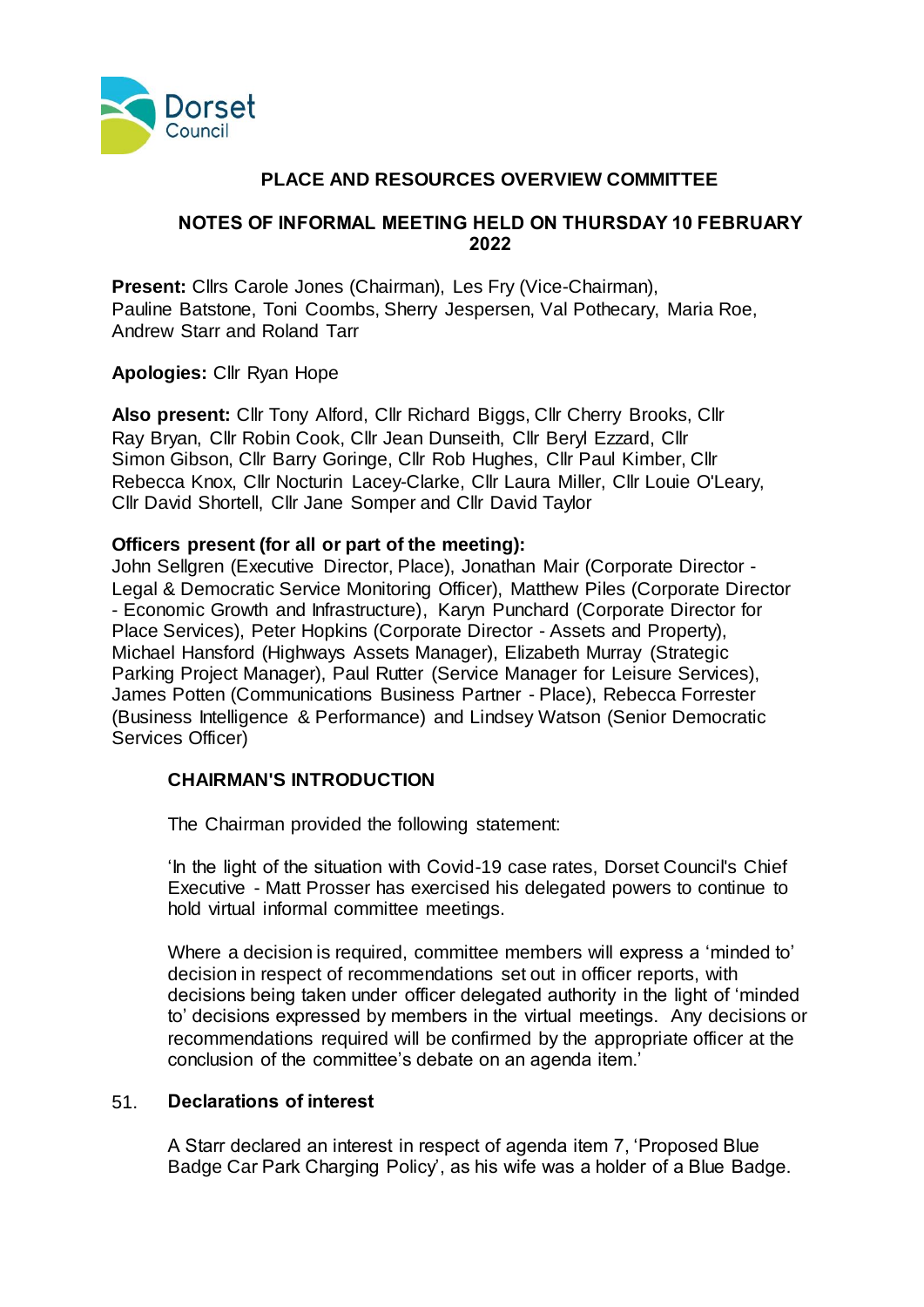Dorset Council

# PLACE AND RESOURCES OVERVIEW COMMITTEE

## NOTES OF INFORMAL MEETING HELD ON THURSDAY 10 FEBRUARY 2022

**Present:** Cllrs Carole Jones (Chairman), Les Fry (Vice-Chairman), Pauline Batstone, Toni Coombs, Sherry Jespersen, Val Pothecary, Maria Roe, Andrew Starr and Roland Tarr

**Apologies:** Cllr Ryan Hope

**Also present:** Cllr Tony Alford, Cllr Richard Biggs, Cllr Cherry Brooks, Cllr Ray Bryan, Cllr Robin Cook, Cllr Jean Dunseith, Cllr Beryl Ezzard, Cllr Simon Gibson, Cllr Barry Goringe, Cllr Rob Hughes, Cllr Paul Kimber, Cllr Rebecca Knox, Cllr Nocturin Lacey-Clarke, Cllr Laura Miller, Cllr Louie O'Leary, Cllr David Shortell, Cllr Jane Somper and Cllr David Taylor

**Officers present (for all or part of the meeting):**
John Sellgren (Executive Director, Place), Jonathan Mair (Corporate Director - Legal & Democratic Service Monitoring Officer), Matthew Piles (Corporate Director - Economic Growth and Infrastructure), Karyn Punchard (Corporate Director for Place Services), Peter Hopkins (Corporate Director - Assets and Property), Michael Hansford (Highways Assets Manager), Elizabeth Murray (Strategic Parking Project Manager), Paul Rutter (Service Manager for Leisure Services), James Potten (Communications Business Partner - Place), Rebecca Forrester (Business Intelligence & Performance) and Lindsey Watson (Senior Democratic Services Officer)

### CHAIRMAN'S INTRODUCTION

The Chairman provided the following statement:

'In the light of the situation with Covid-19 case rates, Dorset Council's Chief Executive - Matt Prosser has exercised his delegated powers to continue to hold virtual informal committee meetings.

Where a decision is required, committee members will express a 'minded to' decision in respect of recommendations set out in officer reports, with decisions being taken under officer delegated authority in the light of 'minded to' decisions expressed by members in the virtual meetings. Any decisions or recommendations required will be confirmed by the appropriate officer at the conclusion of the committee's debate on an agenda item.'

### 51. Declarations of interest

A Starr declared an interest in respect of agenda item 7, 'Proposed Blue Badge Car Park Charging Policy', as his wife was a holder of a Blue Badge.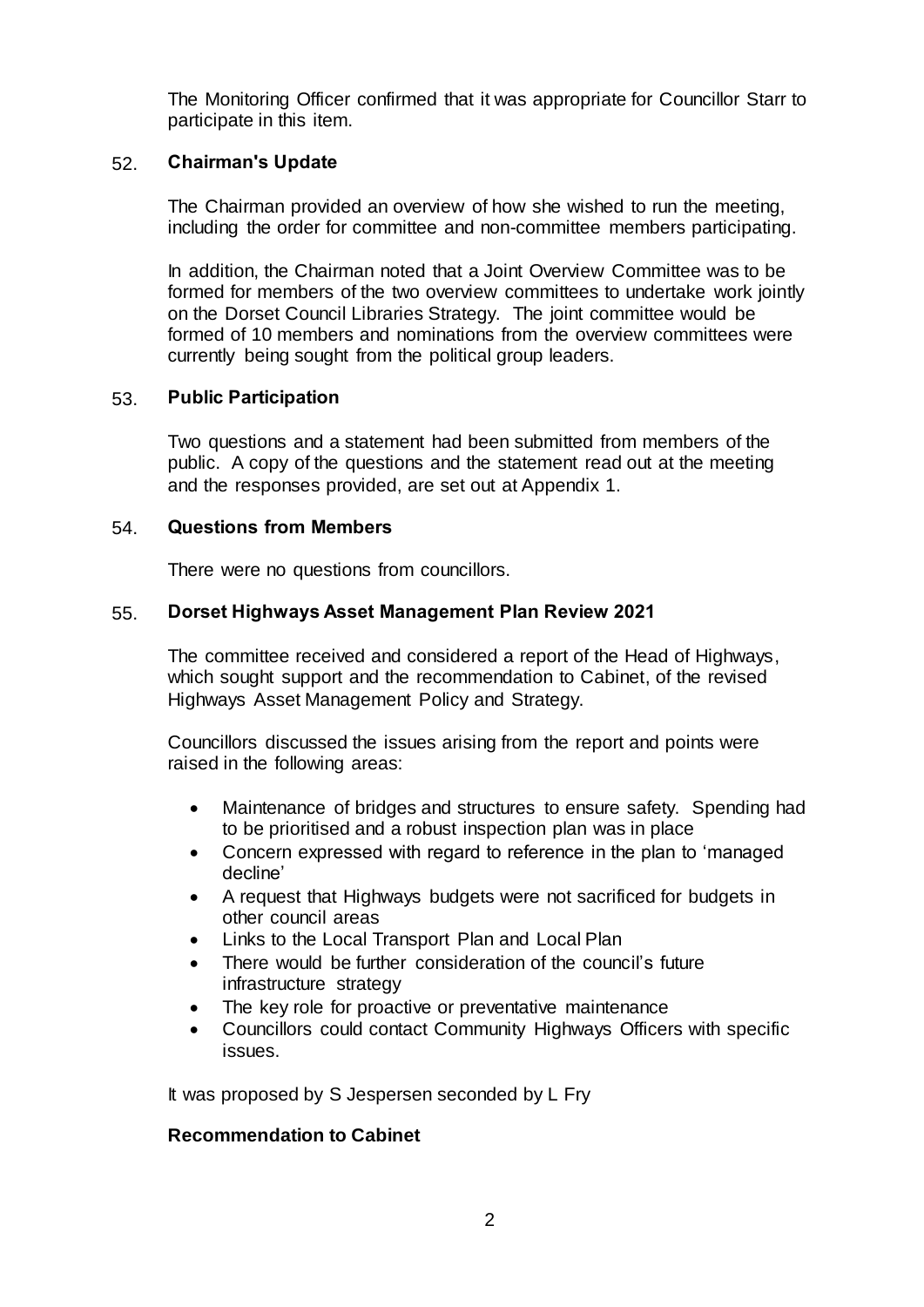The Monitoring Officer confirmed that it was appropriate for Councillor Starr to participate in this item.

## 52. Chairman's Update

The Chairman provided an overview of how she wished to run the meeting, including the order for committee and non-committee members participating.

In addition, the Chairman noted that a Joint Overview Committee was to be formed for members of the two overview committees to undertake work jointly on the Dorset Council Libraries Strategy. The joint committee would be formed of 10 members and nominations from the overview committees were currently being sought from the political group leaders.

## 53. Public Participation

Two questions and a statement had been submitted from members of the public. A copy of the questions and the statement read out at the meeting and the responses provided, are set out at Appendix 1.

## 54. Questions from Members

There were no questions from councillors.

## 55. Dorset Highways Asset Management Plan Review 2021

The committee received and considered a report of the Head of Highways, which sought support and the recommendation to Cabinet, of the revised Highways Asset Management Policy and Strategy.

Councillors discussed the issues arising from the report and points were raised in the following areas:

- Maintenance of bridges and structures to ensure safety. Spending had to be prioritised and a robust inspection plan was in place
- Concern expressed with regard to reference in the plan to 'managed decline'
- A request that Highways budgets were not sacrificed for budgets in other council areas
- Links to the Local Transport Plan and Local Plan
- There would be further consideration of the council's future infrastructure strategy
- The key role for proactive or preventative maintenance
- Councillors could contact Community Highways Officers with specific issues.

It was proposed by S Jespersen seconded by L Fry

**Recommendation to Cabinet**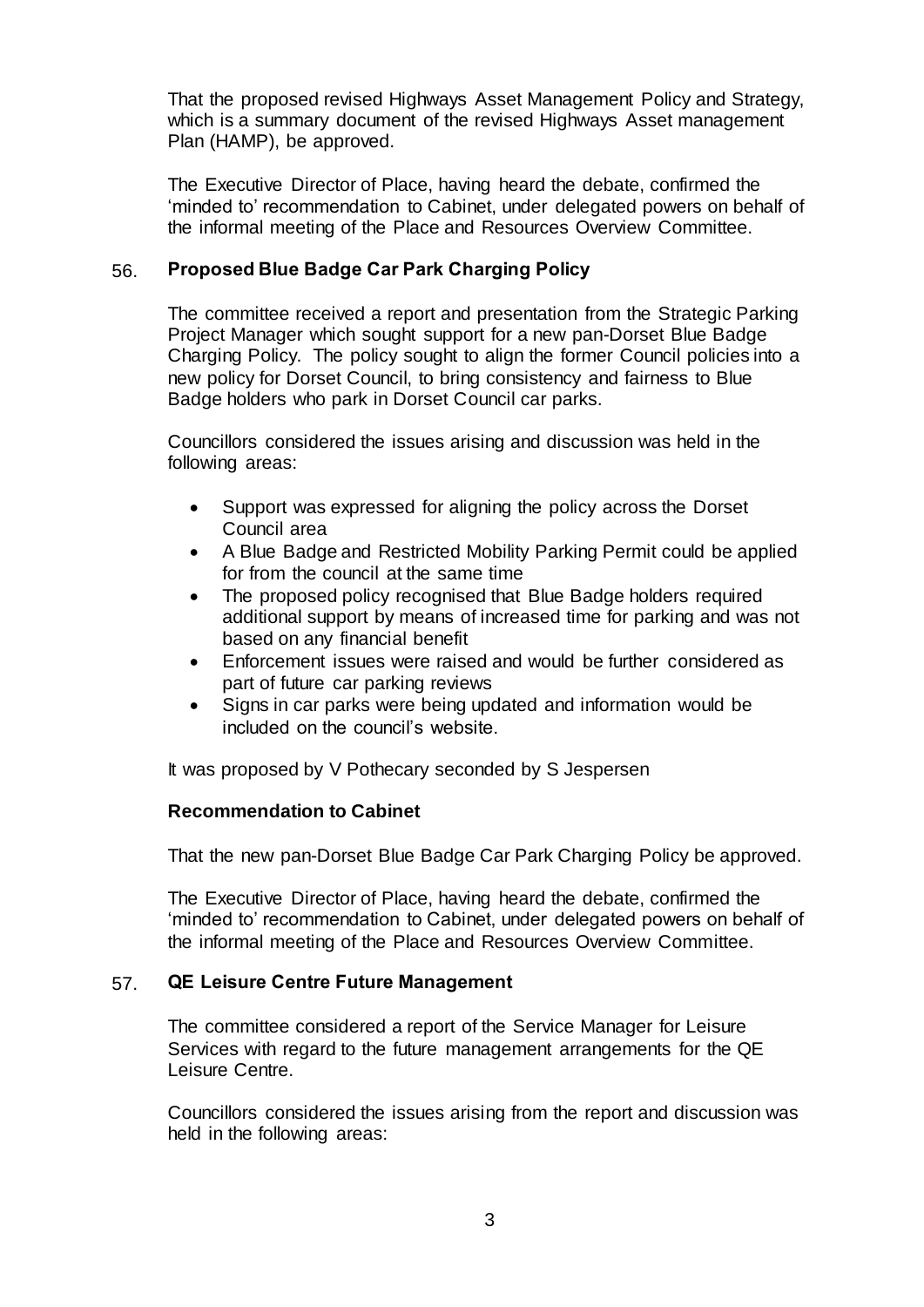That the proposed revised Highways Asset Management Policy and Strategy, which is a summary document of the revised Highways Asset management Plan (HAMP), be approved.

The Executive Director of Place, having heard the debate, confirmed the 'minded to' recommendation to Cabinet, under delegated powers on behalf of the informal meeting of the Place and Resources Overview Committee.

56. **Proposed Blue Badge Car Park Charging Policy**

The committee received a report and presentation from the Strategic Parking Project Manager which sought support for a new pan-Dorset Blue Badge Charging Policy. The policy sought to align the former Council policies into a new policy for Dorset Council, to bring consistency and fairness to Blue Badge holders who park in Dorset Council car parks.

Councillors considered the issues arising and discussion was held in the following areas:

- Support was expressed for aligning the policy across the Dorset Council area
- A Blue Badge and Restricted Mobility Parking Permit could be applied for from the council at the same time
- The proposed policy recognised that Blue Badge holders required additional support by means of increased time for parking and was not based on any financial benefit
- Enforcement issues were raised and would be further considered as part of future car parking reviews
- Signs in car parks were being updated and information would be included on the council's website.

It was proposed by V Pothecary seconded by S Jespersen

**Recommendation to Cabinet**

That the new pan-Dorset Blue Badge Car Park Charging Policy be approved.

The Executive Director of Place, having heard the debate, confirmed the 'minded to' recommendation to Cabinet, under delegated powers on behalf of the informal meeting of the Place and Resources Overview Committee.

57. **QE Leisure Centre Future Management**

The committee considered a report of the Service Manager for Leisure Services with regard to the future management arrangements for the QE Leisure Centre.

Councillors considered the issues arising from the report and discussion was held in the following areas: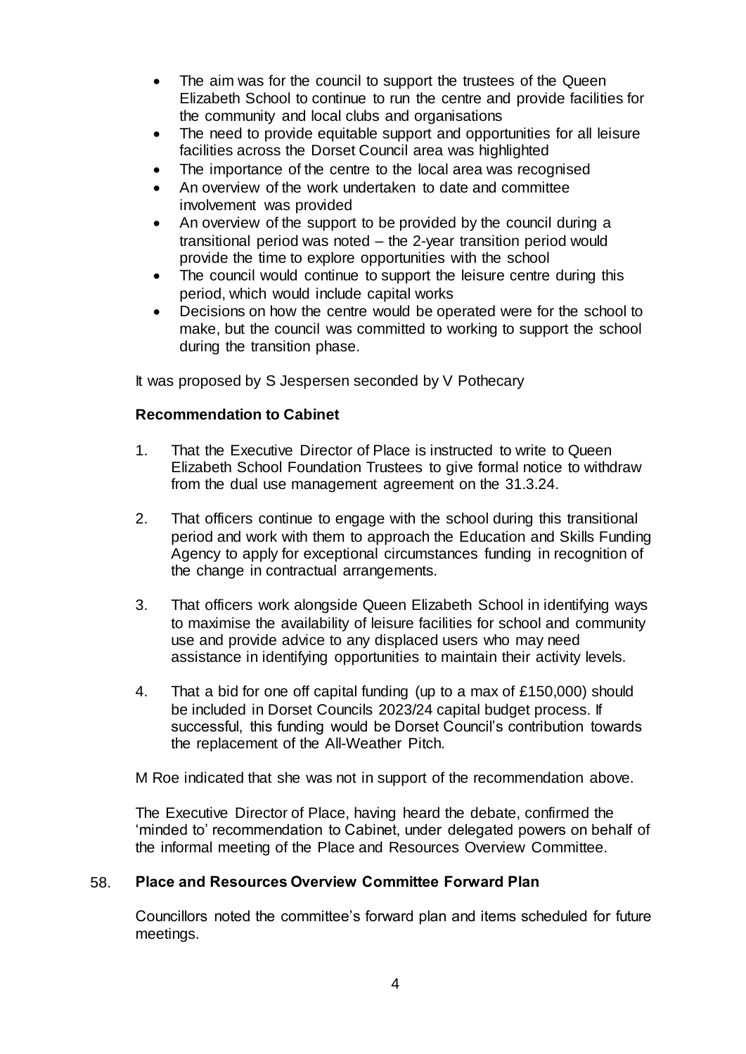- The aim was for the council to support the trustees of the Queen Elizabeth School to continue to run the centre and provide facilities for the community and local clubs and organisations
- The need to provide equitable support and opportunities for all leisure facilities across the Dorset Council area was highlighted
- The importance of the centre to the local area was recognised
- An overview of the work undertaken to date and committee involvement was provided
- An overview of the support to be provided by the council during a transitional period was noted – the 2-year transition period would provide the time to explore opportunities with the school
- The council would continue to support the leisure centre during this period, which would include capital works
- Decisions on how the centre would be operated were for the school to make, but the council was committed to working to support the school during the transition phase.

It was proposed by S Jespersen seconded by V Pothecary

**Recommendation to Cabinet**

1. That the Executive Director of Place is instructed to write to Queen Elizabeth School Foundation Trustees to give formal notice to withdraw from the dual use management agreement on the 31.3.24.

2. That officers continue to engage with the school during this transitional period and work with them to approach the Education and Skills Funding Agency to apply for exceptional circumstances funding in recognition of the change in contractual arrangements.

3. That officers work alongside Queen Elizabeth School in identifying ways to maximise the availability of leisure facilities for school and community use and provide advice to any displaced users who may need assistance in identifying opportunities to maintain their activity levels.

4. That a bid for one off capital funding (up to a max of £150,000) should be included in Dorset Councils 2023/24 capital budget process. If successful, this funding would be Dorset Council's contribution towards the replacement of the All-Weather Pitch.

M Roe indicated that she was not in support of the recommendation above.

The Executive Director of Place, having heard the debate, confirmed the 'minded to' recommendation to Cabinet, under delegated powers on behalf of the informal meeting of the Place and Resources Overview Committee.

## 58. Place and Resources Overview Committee Forward Plan

Councillors noted the committee's forward plan and items scheduled for future meetings.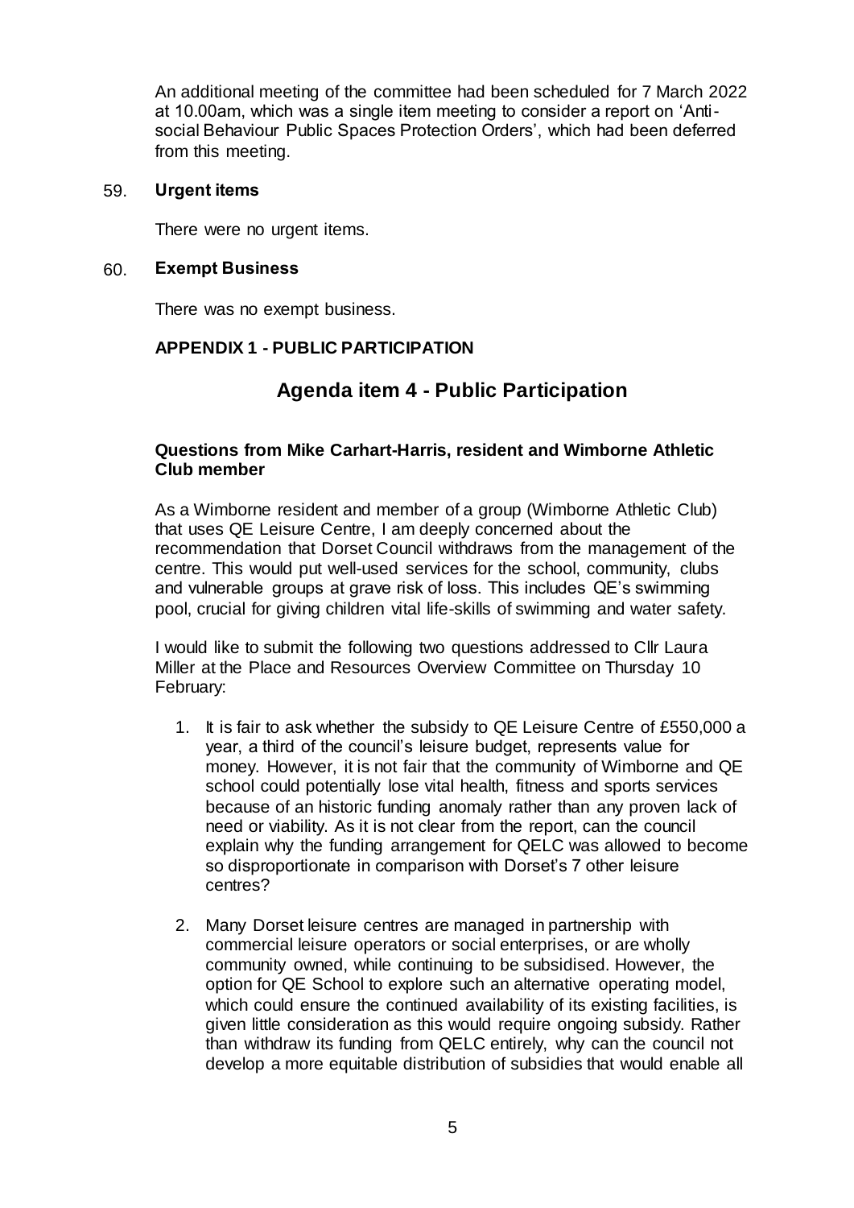An additional meeting of the committee had been scheduled for 7 March 2022 at 10.00am, which was a single item meeting to consider a report on 'Anti-social Behaviour Public Spaces Protection Orders', which had been deferred from this meeting.

59. **Urgent items**

There were no urgent items.

60. **Exempt Business**

There was no exempt business.

**APPENDIX 1 - PUBLIC PARTICIPATION**

# Agenda item 4 - Public Participation

**Questions from Mike Carhart-Harris, resident and Wimborne Athletic Club member**

As a Wimborne resident and member of a group (Wimborne Athletic Club) that uses QE Leisure Centre, I am deeply concerned about the recommendation that Dorset Council withdraws from the management of the centre. This would put well-used services for the school, community, clubs and vulnerable groups at grave risk of loss. This includes QE's swimming pool, crucial for giving children vital life-skills of swimming and water safety.

I would like to submit the following two questions addressed to Cllr Laura Miller at the Place and Resources Overview Committee on Thursday 10 February:

1. It is fair to ask whether the subsidy to QE Leisure Centre of £550,000 a year, a third of the council's leisure budget, represents value for money. However, it is not fair that the community of Wimborne and QE school could potentially lose vital health, fitness and sports services because of an historic funding anomaly rather than any proven lack of need or viability. As it is not clear from the report, can the council explain why the funding arrangement for QELC was allowed to become so disproportionate in comparison with Dorset's 7 other leisure centres?

2. Many Dorset leisure centres are managed in partnership with commercial leisure operators or social enterprises, or are wholly community owned, while continuing to be subsidised. However, the option for QE School to explore such an alternative operating model, which could ensure the continued availability of its existing facilities, is given little consideration as this would require ongoing subsidy. Rather than withdraw its funding from QELC entirely, why can the council not develop a more equitable distribution of subsidies that would enable all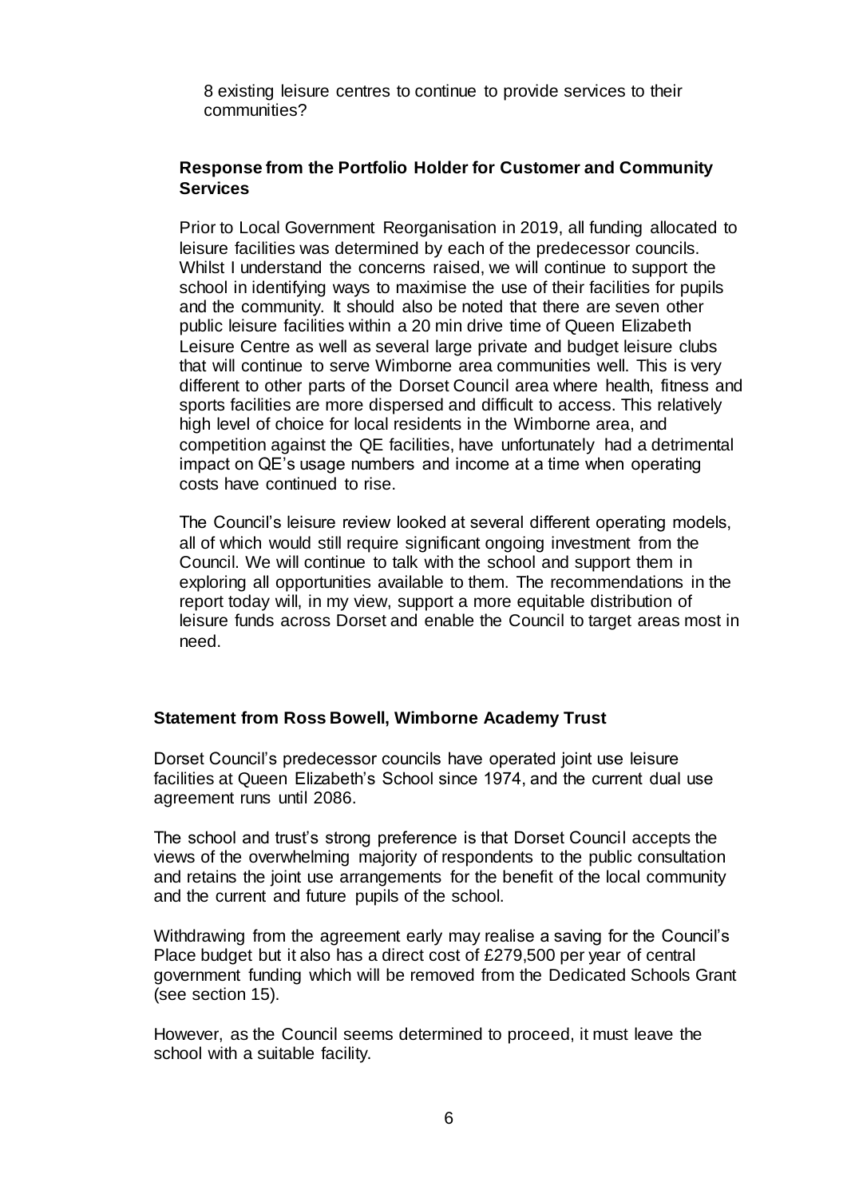8 existing leisure centres to continue to provide services to their communities?

**Response from the Portfolio Holder for Customer and Community Services**

Prior to Local Government Reorganisation in 2019, all funding allocated to leisure facilities was determined by each of the predecessor councils. Whilst I understand the concerns raised, we will continue to support the school in identifying ways to maximise the use of their facilities for pupils and the community. It should also be noted that there are seven other public leisure facilities within a 20 min drive time of Queen Elizabeth Leisure Centre as well as several large private and budget leisure clubs that will continue to serve Wimborne area communities well. This is very different to other parts of the Dorset Council area where health, fitness and sports facilities are more dispersed and difficult to access. This relatively high level of choice for local residents in the Wimborne area, and competition against the QE facilities, have unfortunately had a detrimental impact on QE's usage numbers and income at a time when operating costs have continued to rise.

The Council's leisure review looked at several different operating models, all of which would still require significant ongoing investment from the Council. We will continue to talk with the school and support them in exploring all opportunities available to them. The recommendations in the report today will, in my view, support a more equitable distribution of leisure funds across Dorset and enable the Council to target areas most in need.

**Statement from Ross Bowell, Wimborne Academy Trust**

Dorset Council's predecessor councils have operated joint use leisure facilities at Queen Elizabeth's School since 1974, and the current dual use agreement runs until 2086.

The school and trust's strong preference is that Dorset Council accepts the views of the overwhelming majority of respondents to the public consultation and retains the joint use arrangements for the benefit of the local community and the current and future pupils of the school.

Withdrawing from the agreement early may realise a saving for the Council's Place budget but it also has a direct cost of £279,500 per year of central government funding which will be removed from the Dedicated Schools Grant (see section 15).

However, as the Council seems determined to proceed, it must leave the school with a suitable facility.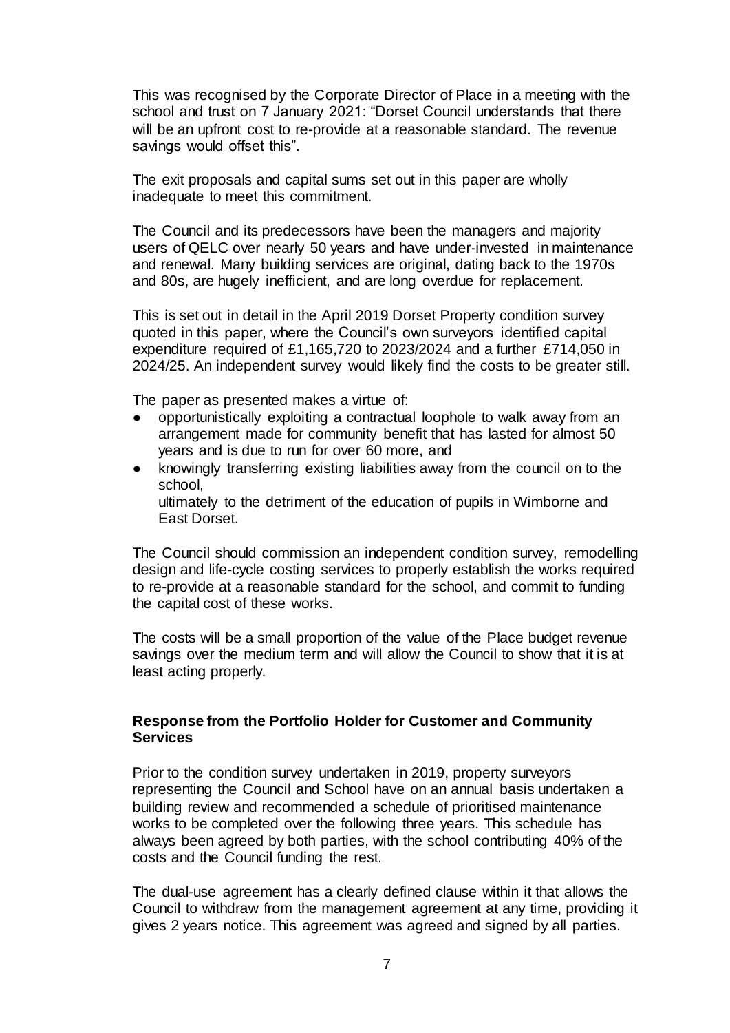This was recognised by the Corporate Director of Place in a meeting with the school and trust on 7 January 2021: "Dorset Council understands that there will be an upfront cost to re-provide at a reasonable standard. The revenue savings would offset this".

The exit proposals and capital sums set out in this paper are wholly inadequate to meet this commitment.

The Council and its predecessors have been the managers and majority users of QELC over nearly 50 years and have under-invested in maintenance and renewal. Many building services are original, dating back to the 1970s and 80s, are hugely inefficient, and are long overdue for replacement.

This is set out in detail in the April 2019 Dorset Property condition survey quoted in this paper, where the Council's own surveyors identified capital expenditure required of £1,165,720 to 2023/2024 and a further £714,050 in 2024/25. An independent survey would likely find the costs to be greater still.

The paper as presented makes a virtue of:

- opportunistically exploiting a contractual loophole to walk away from an arrangement made for community benefit that has lasted for almost 50 years and is due to run for over 60 more, and
- knowingly transferring existing liabilities away from the council on to the school,

  ultimately to the detriment of the education of pupils in Wimborne and East Dorset.

The Council should commission an independent condition survey, remodelling design and life-cycle costing services to properly establish the works required to re-provide at a reasonable standard for the school, and commit to funding the capital cost of these works.

The costs will be a small proportion of the value of the Place budget revenue savings over the medium term and will allow the Council to show that it is at least acting properly.

**Response from the Portfolio Holder for Customer and Community Services**

Prior to the condition survey undertaken in 2019, property surveyors representing the Council and School have on an annual basis undertaken a building review and recommended a schedule of prioritised maintenance works to be completed over the following three years. This schedule has always been agreed by both parties, with the school contributing 40% of the costs and the Council funding the rest.

The dual-use agreement has a clearly defined clause within it that allows the Council to withdraw from the management agreement at any time, providing it gives 2 years notice. This agreement was agreed and signed by all parties.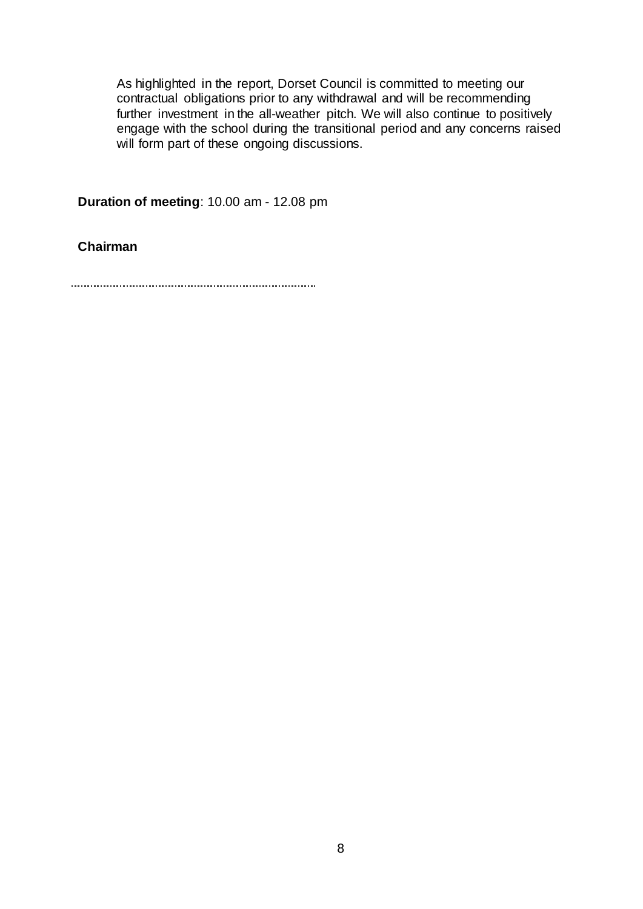As highlighted in the report, Dorset Council is committed to meeting our contractual obligations prior to any withdrawal and will be recommending further investment in the all-weather pitch. We will also continue to positively engage with the school during the transitional period and any concerns raised will form part of these ongoing discussions.

**Duration of meeting**: 10.00 am - 12.08 pm

**Chairman**

.....................................................................................